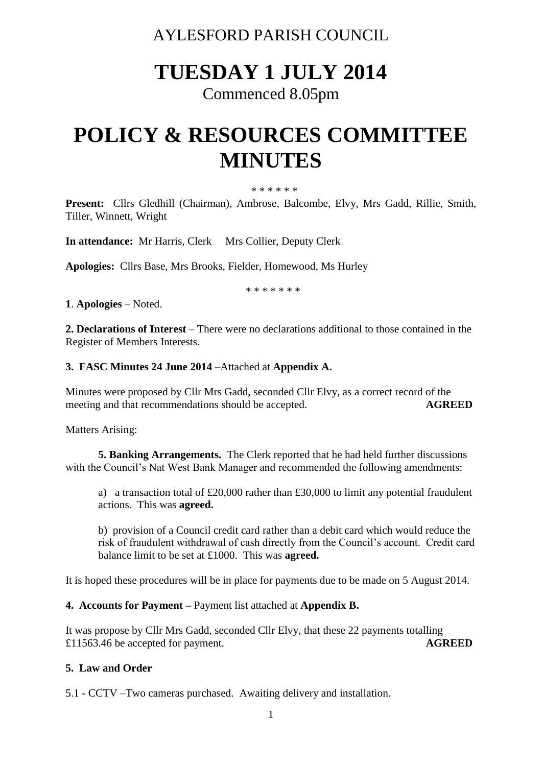AYLESFORD PARISH COUNCIL

# TUESDAY 1 JULY 2014

Commenced 8.05pm

# POLICY & RESOURCES COMMITTEE MINUTES

* * * * * *

**Present:** Cllrs Gledhill (Chairman), Ambrose, Balcombe, Elvy, Mrs Gadd, Rillie, Smith, Tiller, Winnett, Wright

**In attendance:** Mr Harris, Clerk  Mrs Collier, Deputy Clerk

**Apologies:** Cllrs Base, Mrs Brooks, Fielder, Homewood, Ms Hurley

* * * * * * *

**1**. **Apologies** – Noted.

**2. Declarations of Interest** – There were no declarations additional to those contained in the Register of Members Interests.

**3. FASC Minutes 24 June 2014 –**Attached at **Appendix A.**

Minutes were proposed by Cllr Mrs Gadd, seconded Cllr Elvy, as a correct record of the meeting and that recommendations should be accepted. **AGREED**

Matters Arising:

**5. Banking Arrangements.** The Clerk reported that he had held further discussions with the Council's Nat West Bank Manager and recommended the following amendments:

a) a transaction total of £20,000 rather than £30,000 to limit any potential fraudulent actions. This was **agreed.**

b) provision of a Council credit card rather than a debit card which would reduce the risk of fraudulent withdrawal of cash directly from the Council's account. Credit card balance limit to be set at £1000. This was **agreed.**

It is hoped these procedures will be in place for payments due to be made on 5 August 2014.

**4. Accounts for Payment –** Payment list attached at **Appendix B.**

It was propose by Cllr Mrs Gadd, seconded Cllr Elvy, that these 22 payments totalling £11563.46 be accepted for payment. **AGREED**

**5. Law and Order**

5.1 - CCTV –Two cameras purchased. Awaiting delivery and installation.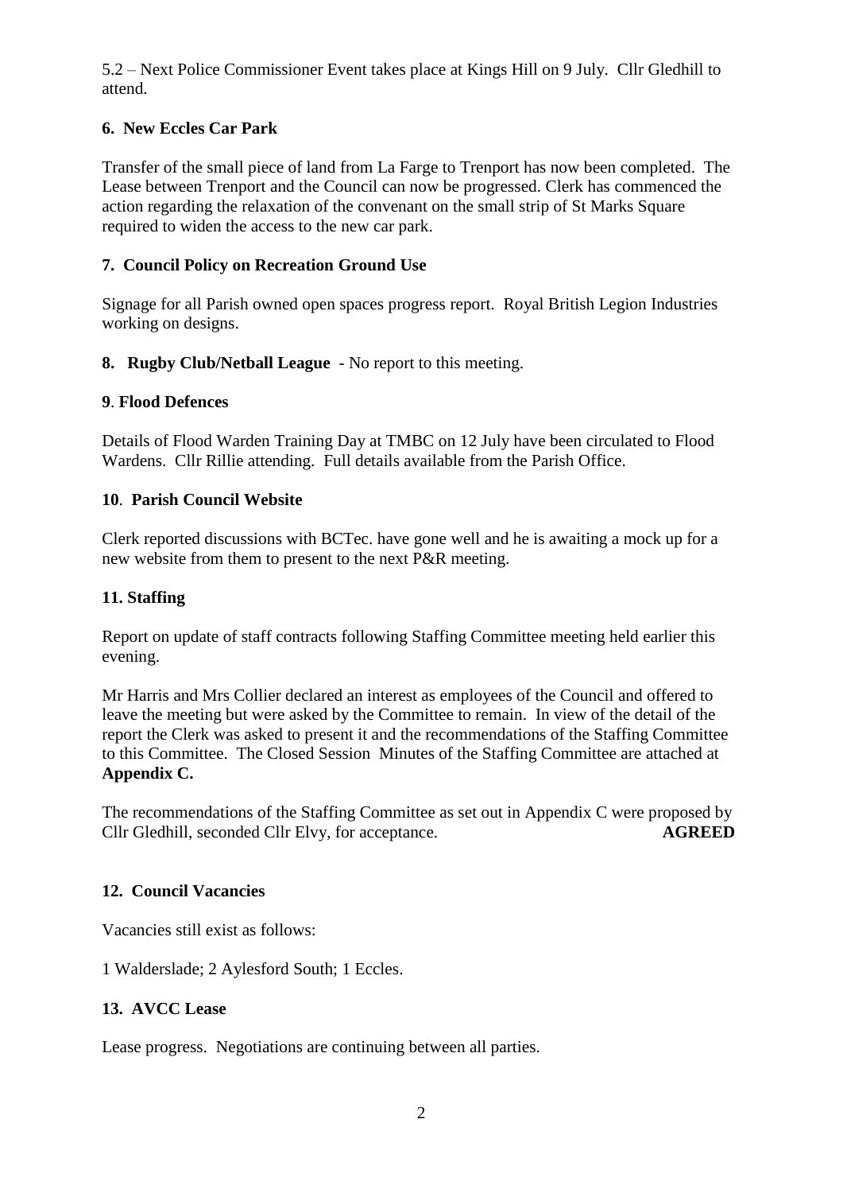5.2 – Next Police Commissioner Event takes place at Kings Hill on 9 July. Cllr Gledhill to attend.

**6. New Eccles Car Park**

Transfer of the small piece of land from La Farge to Trenport has now been completed. The Lease between Trenport and the Council can now be progressed. Clerk has commenced the action regarding the relaxation of the convenant on the small strip of St Marks Square required to widen the access to the new car park.

**7. Council Policy on Recreation Ground Use**

Signage for all Parish owned open spaces progress report. Royal British Legion Industries working on designs.

**8. Rugby Club/Netball League** - No report to this meeting.

**9**. **Flood Defences**

Details of Flood Warden Training Day at TMBC on 12 July have been circulated to Flood Wardens. Cllr Rillie attending. Full details available from the Parish Office.

**10**. **Parish Council Website**

Clerk reported discussions with BCTec. have gone well and he is awaiting a mock up for a new website from them to present to the next P&R meeting.

**11. Staffing**

Report on update of staff contracts following Staffing Committee meeting held earlier this evening.

Mr Harris and Mrs Collier declared an interest as employees of the Council and offered to leave the meeting but were asked by the Committee to remain. In view of the detail of the report the Clerk was asked to present it and the recommendations of the Staffing Committee to this Committee. The Closed Session Minutes of the Staffing Committee are attached at **Appendix C.**

The recommendations of the Staffing Committee as set out in Appendix C were proposed by Cllr Gledhill, seconded Cllr Elvy, for acceptance. **AGREED**

**12. Council Vacancies**

Vacancies still exist as follows:

1 Walderslade; 2 Aylesford South; 1 Eccles.

**13. AVCC Lease**

Lease progress. Negotiations are continuing between all parties.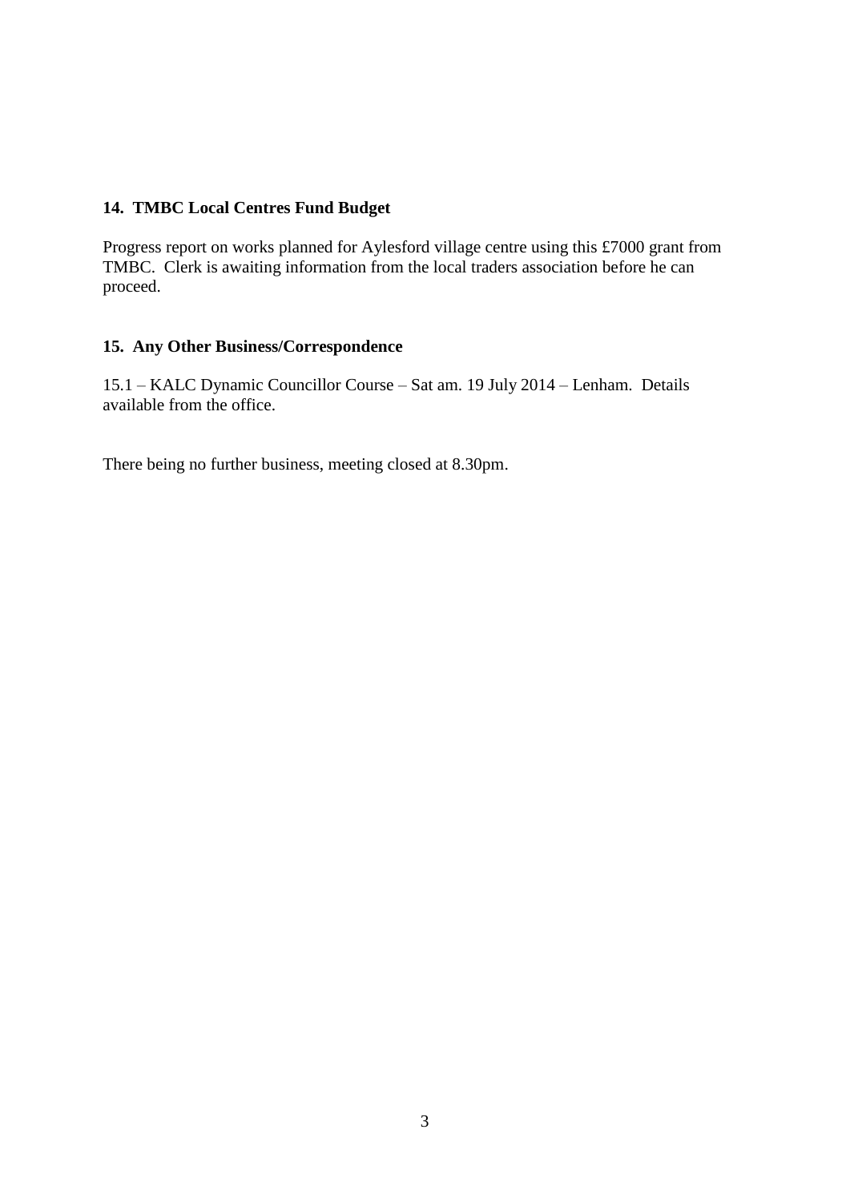### 14. TMBC Local Centres Fund Budget

Progress report on works planned for Aylesford village centre using this £7000 grant from TMBC. Clerk is awaiting information from the local traders association before he can proceed.

### 15. Any Other Business/Correspondence

15.1 – KALC Dynamic Councillor Course – Sat am. 19 July 2014 – Lenham. Details available from the office.

There being no further business, meeting closed at 8.30pm.